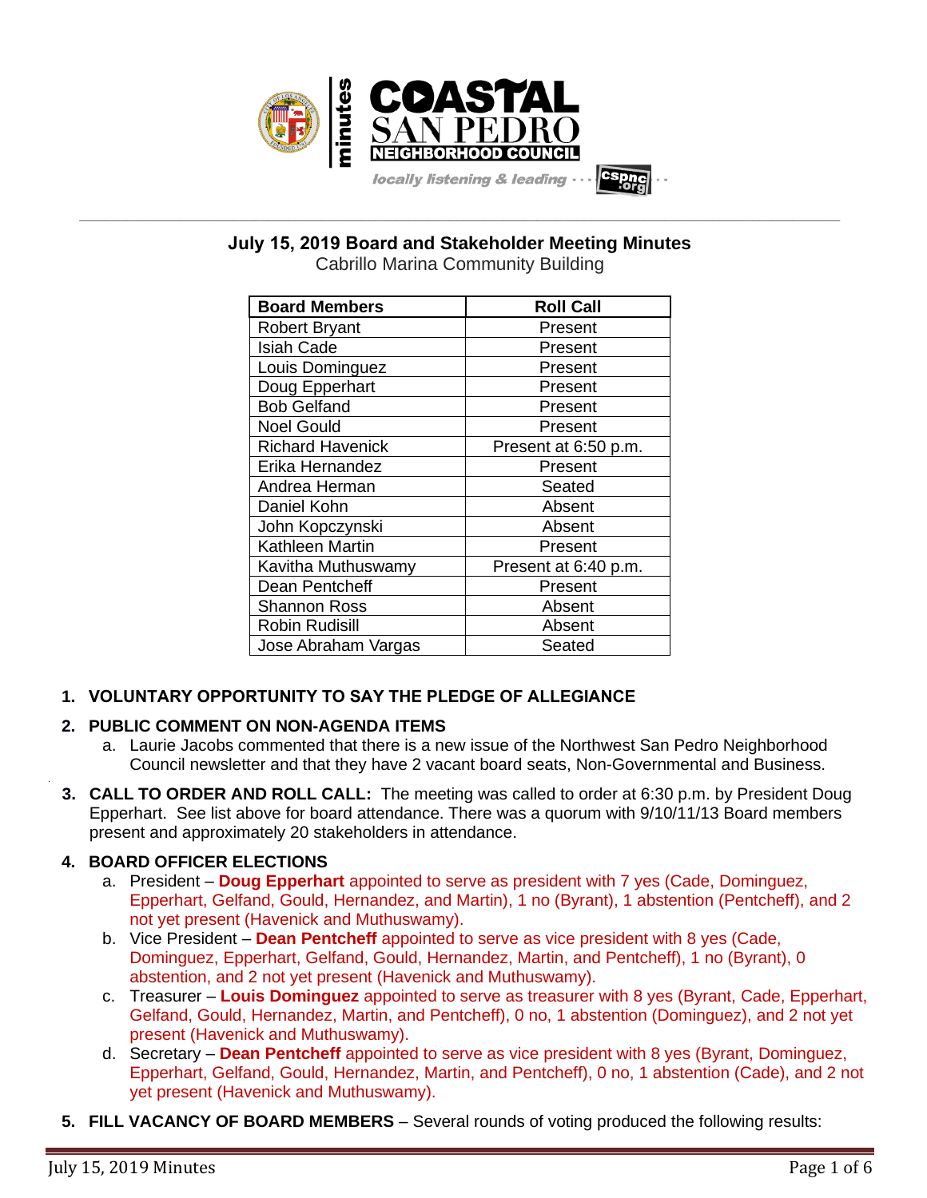# July 15, 2019 Board and Stakeholder Meeting Minutes

Cabrillo Marina Community Building

| Board Members | Roll Call |
|---|---|
| Robert Bryant | Present |
| Isiah Cade | Present |
| Louis Dominguez | Present |
| Doug Epperhart | Present |
| Bob Gelfand | Present |
| Noel Gould | Present |
| Richard Havenick | Present at 6:50 p.m. |
| Erika Hernandez | Present |
| Andrea Herman | Seated |
| Daniel Kohn | Absent |
| John Kopczynski | Absent |
| Kathleen Martin | Present |
| Kavitha Muthuswamy | Present at 6:40 p.m. |
| Dean Pentcheff | Present |
| Shannon Ross | Absent |
| Robin Rudisill | Absent |
| Jose Abraham Vargas | Seated |

1. **VOLUNTARY OPPORTUNITY TO SAY THE PLEDGE OF ALLEGIANCE**

2. **PUBLIC COMMENT ON NON-AGENDA ITEMS**
   a. Laurie Jacobs commented that there is a new issue of the Northwest San Pedro Neighborhood Council newsletter and that they have 2 vacant board seats, Non-Governmental and Business.

3. **CALL TO ORDER AND ROLL CALL:** The meeting was called to order at 6:30 p.m. by President Doug Epperhart. See list above for board attendance. There was a quorum with 9/10/11/13 Board members present and approximately 20 stakeholders in attendance.

4. **BOARD OFFICER ELECTIONS**
   a. President – **Doug Epperhart** appointed to serve as president with 7 yes (Cade, Dominguez, Epperhart, Gelfand, Gould, Hernandez, and Martin), 1 no (Byrant), 1 abstention (Pentcheff), and 2 not yet present (Havenick and Muthuswamy).
   b. Vice President – **Dean Pentcheff** appointed to serve as vice president with 8 yes (Cade, Dominguez, Epperhart, Gelfand, Gould, Hernandez, Martin, and Pentcheff), 1 no (Byrant), 0 abstention, and 2 not yet present (Havenick and Muthuswamy).
   c. Treasurer – **Louis Dominguez** appointed to serve as treasurer with 8 yes (Byrant, Cade, Epperhart, Gelfand, Gould, Hernandez, Martin, and Pentcheff), 0 no, 1 abstention (Dominguez), and 2 not yet present (Havenick and Muthuswamy).
   d. Secretary – **Dean Pentcheff** appointed to serve as vice president with 8 yes (Byrant, Dominguez, Epperhart, Gelfand, Gould, Hernandez, Martin, and Pentcheff), 0 no, 1 abstention (Cade), and 2 not yet present (Havenick and Muthuswamy).

5. **FILL VACANCY OF BOARD MEMBERS** – Several rounds of voting produced the following results: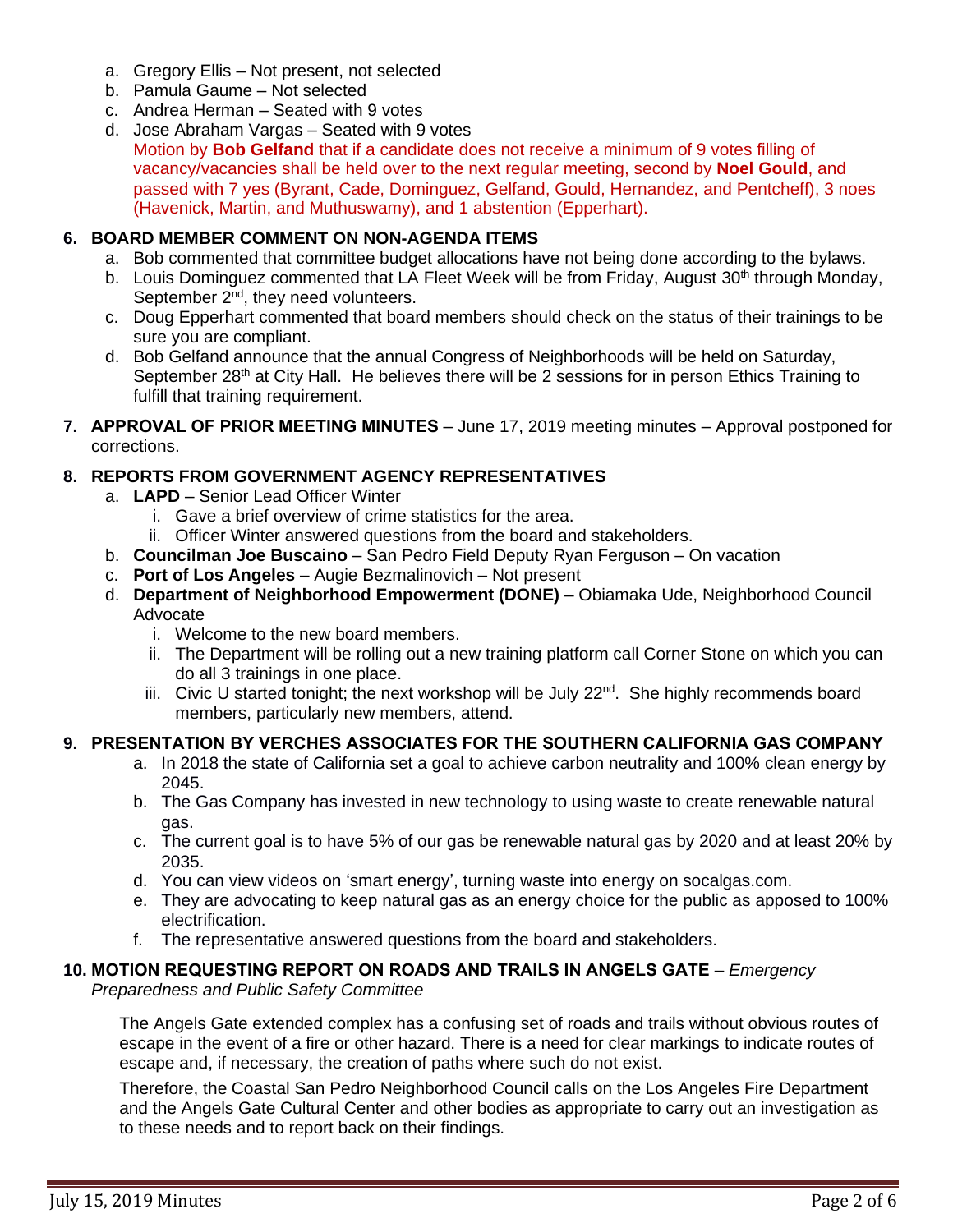a. Gregory Ellis – Not present, not selected
b. Pamula Gaume – Not selected
c. Andrea Herman – Seated with 9 votes
d. Jose Abraham Vargas – Seated with 9 votes

   Motion by **Bob Gelfand** that if a candidate does not receive a minimum of 9 votes filling of vacancy/vacancies shall be held over to the next regular meeting, second by **Noel Gould**, and passed with 7 yes (Byrant, Cade, Dominguez, Gelfand, Gould, Hernandez, and Pentcheff), 3 noes (Havenick, Martin, and Muthuswamy), and 1 abstention (Epperhart).

**6. BOARD MEMBER COMMENT ON NON-AGENDA ITEMS**

a. Bob commented that committee budget allocations have not being done according to the bylaws.
b. Louis Dominguez commented that LA Fleet Week will be from Friday, August 30th through Monday, September 2nd, they need volunteers.
c. Doug Epperhart commented that board members should check on the status of their trainings to be sure you are compliant.
d. Bob Gelfand announce that the annual Congress of Neighborhoods will be held on Saturday, September 28th at City Hall. He believes there will be 2 sessions for in person Ethics Training to fulfill that training requirement.

**7. APPROVAL OF PRIOR MEETING MINUTES** – June 17, 2019 meeting minutes – Approval postponed for corrections.

**8. REPORTS FROM GOVERNMENT AGENCY REPRESENTATIVES**

a. **LAPD** – Senior Lead Officer Winter
   i. Gave a brief overview of crime statistics for the area.
   ii. Officer Winter answered questions from the board and stakeholders.
b. **Councilman Joe Buscaino** – San Pedro Field Deputy Ryan Ferguson – On vacation
c. **Port of Los Angeles** – Augie Bezmalinovich – Not present
d. **Department of Neighborhood Empowerment (DONE)** – Obiamaka Ude, Neighborhood Council Advocate
   i. Welcome to the new board members.
   ii. The Department will be rolling out a new training platform call Corner Stone on which you can do all 3 trainings in one place.
   iii. Civic U started tonight; the next workshop will be July 22nd. She highly recommends board members, particularly new members, attend.

**9. PRESENTATION BY VERCHES ASSOCIATES FOR THE SOUTHERN CALIFORNIA GAS COMPANY**

a. In 2018 the state of California set a goal to achieve carbon neutrality and 100% clean energy by 2045.
b. The Gas Company has invested in new technology to using waste to create renewable natural gas.
c. The current goal is to have 5% of our gas be renewable natural gas by 2020 and at least 20% by 2035.
d. You can view videos on 'smart energy', turning waste into energy on socalgas.com.
e. They are advocating to keep natural gas as an energy choice for the public as apposed to 100% electrification.
f. The representative answered questions from the board and stakeholders.

**10. MOTION REQUESTING REPORT ON ROADS AND TRAILS IN ANGELS GATE** – *Emergency Preparedness and Public Safety Committee*

The Angels Gate extended complex has a confusing set of roads and trails without obvious routes of escape in the event of a fire or other hazard. There is a need for clear markings to indicate routes of escape and, if necessary, the creation of paths where such do not exist.

Therefore, the Coastal San Pedro Neighborhood Council calls on the Los Angeles Fire Department and the Angels Gate Cultural Center and other bodies as appropriate to carry out an investigation as to these needs and to report back on their findings.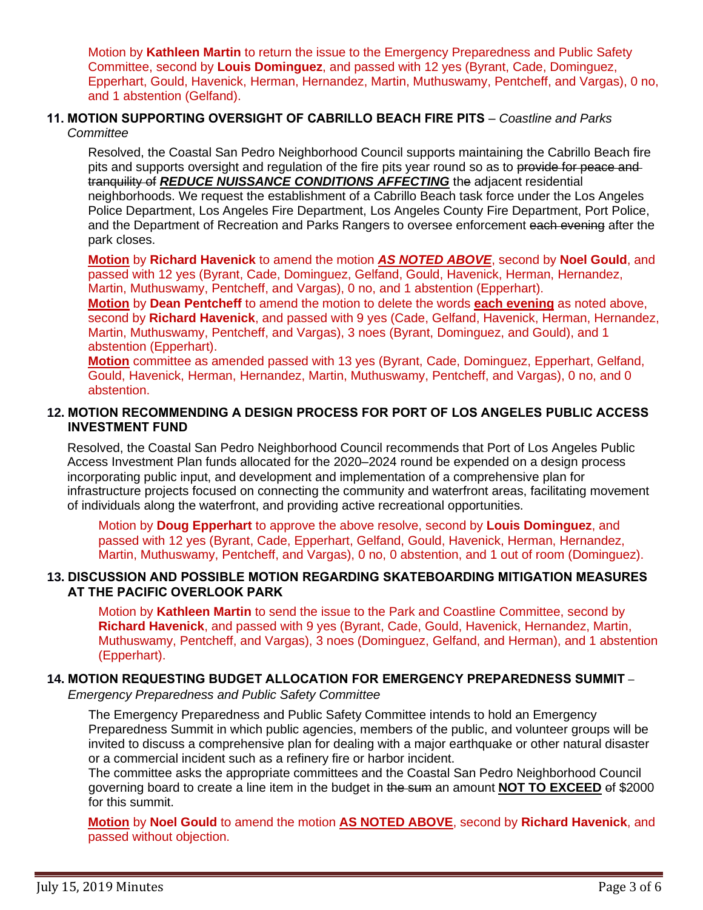Motion by **Kathleen Martin** to return the issue to the Emergency Preparedness and Public Safety Committee, second by **Louis Dominguez**, and passed with 12 yes (Byrant, Cade, Dominguez, Epperhart, Gould, Havenick, Herman, Hernandez, Martin, Muthuswamy, Pentcheff, and Vargas), 0 no, and 1 abstention (Gelfand).

**11. MOTION SUPPORTING OVERSIGHT OF CABRILLO BEACH FIRE PITS** – *Coastline and Parks Committee*

Resolved, the Coastal San Pedro Neighborhood Council supports maintaining the Cabrillo Beach fire pits and supports oversight and regulation of the fire pits year round so as to ~~provide for peace and tranquility of~~ ***REDUCE NUISSANCE CONDITIONS AFFECTING*** th~~e~~ adjacent residential neighborhoods. We request the establishment of a Cabrillo Beach task force under the Los Angeles Police Department, Los Angeles Fire Department, Los Angeles County Fire Department, Port Police, and the Department of Recreation and Parks Rangers to oversee enforcement ~~each evening~~ after the park closes.

**Motion** by **Richard Havenick** to amend the motion ***AS NOTED ABOVE***, second by **Noel Gould**, and passed with 12 yes (Byrant, Cade, Dominguez, Gelfand, Gould, Havenick, Herman, Hernandez, Martin, Muthuswamy, Pentcheff, and Vargas), 0 no, and 1 abstention (Epperhart).
**Motion** by **Dean Pentcheff** to amend the motion to delete the words **each evening** as noted above, second by **Richard Havenick**, and passed with 9 yes (Cade, Gelfand, Havenick, Herman, Hernandez, Martin, Muthuswamy, Pentcheff, and Vargas), 3 noes (Byrant, Dominguez, and Gould), and 1 abstention (Epperhart).
**Motion** committee as amended passed with 13 yes (Byrant, Cade, Dominguez, Epperhart, Gelfand, Gould, Havenick, Herman, Hernandez, Martin, Muthuswamy, Pentcheff, and Vargas), 0 no, and 0 abstention.

**12. MOTION RECOMMENDING A DESIGN PROCESS FOR PORT OF LOS ANGELES PUBLIC ACCESS INVESTMENT FUND**

Resolved, the Coastal San Pedro Neighborhood Council recommends that Port of Los Angeles Public Access Investment Plan funds allocated for the 2020–2024 round be expended on a design process incorporating public input, and development and implementation of a comprehensive plan for infrastructure projects focused on connecting the community and waterfront areas, facilitating movement of individuals along the waterfront, and providing active recreational opportunities.

Motion by **Doug Epperhart** to approve the above resolve, second by **Louis Dominguez**, and passed with 12 yes (Byrant, Cade, Epperhart, Gelfand, Gould, Havenick, Herman, Hernandez, Martin, Muthuswamy, Pentcheff, and Vargas), 0 no, 0 abstention, and 1 out of room (Dominguez).

**13. DISCUSSION AND POSSIBLE MOTION REGARDING SKATEBOARDING MITIGATION MEASURES AT THE PACIFIC OVERLOOK PARK**

Motion by **Kathleen Martin** to send the issue to the Park and Coastline Committee, second by **Richard Havenick**, and passed with 9 yes (Byrant, Cade, Gould, Havenick, Hernandez, Martin, Muthuswamy, Pentcheff, and Vargas), 3 noes (Dominguez, Gelfand, and Herman), and 1 abstention (Epperhart).

**14. MOTION REQUESTING BUDGET ALLOCATION FOR EMERGENCY PREPAREDNESS SUMMIT** – *Emergency Preparedness and Public Safety Committee*

The Emergency Preparedness and Public Safety Committee intends to hold an Emergency Preparedness Summit in which public agencies, members of the public, and volunteer groups will be invited to discuss a comprehensive plan for dealing with a major earthquake or other natural disaster or a commercial incident such as a refinery fire or harbor incident.
The committee asks the appropriate committees and the Coastal San Pedro Neighborhood Council governing board to create a line item in the budget in ~~the sum~~ an amount **NOT TO EXCEED** ~~o~~f $2000 for this summit.

**Motion** by **Noel Gould** to amend the motion **AS NOTED ABOVE**, second by **Richard Havenick**, and passed without objection.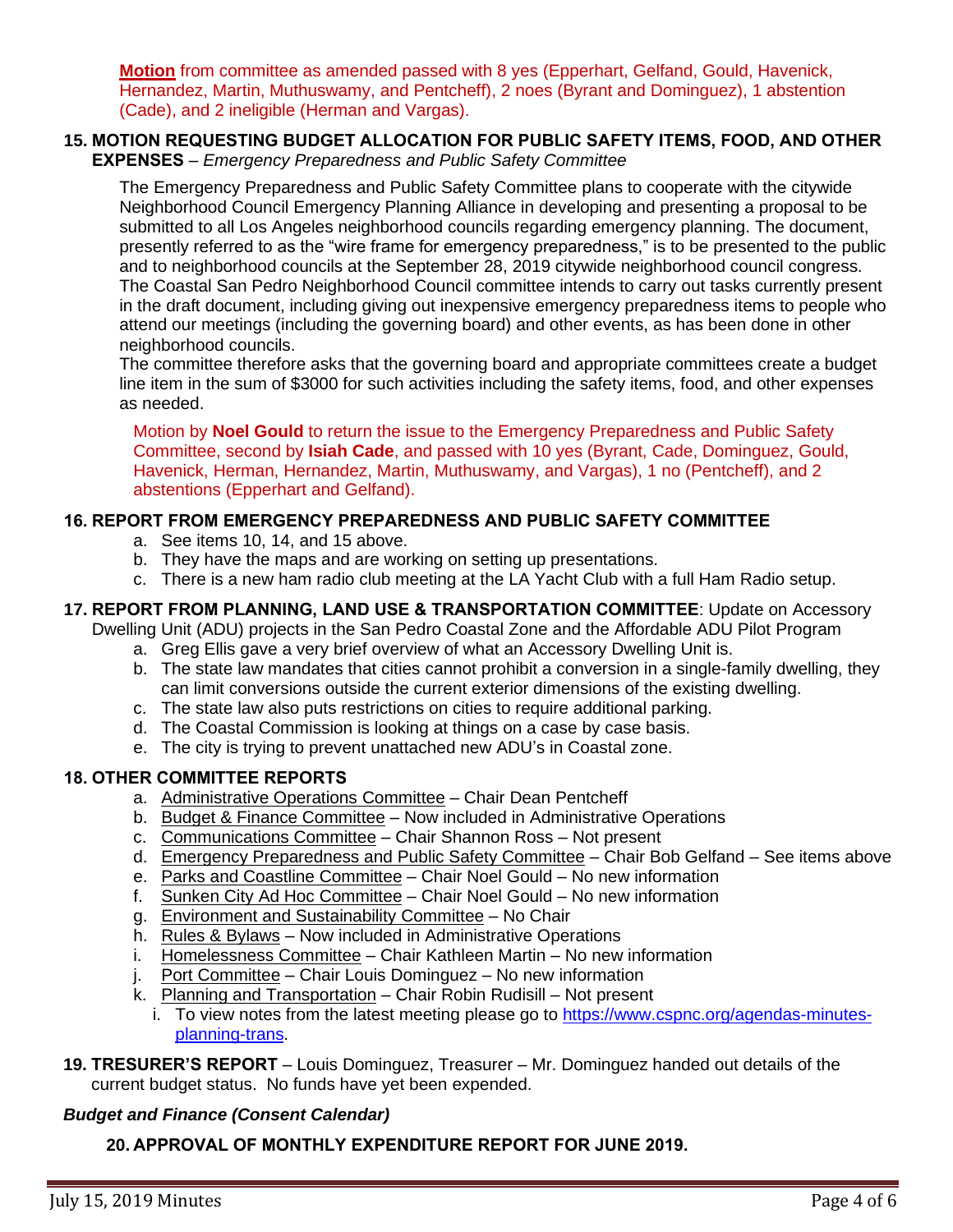**Motion** from committee as amended passed with 8 yes (Epperhart, Gelfand, Gould, Havenick, Hernandez, Martin, Muthuswamy, and Pentcheff), 2 noes (Byrant and Dominguez), 1 abstention (Cade), and 2 ineligible (Herman and Vargas).

**15. MOTION REQUESTING BUDGET ALLOCATION FOR PUBLIC SAFETY ITEMS, FOOD, AND OTHER EXPENSES** – *Emergency Preparedness and Public Safety Committee*

The Emergency Preparedness and Public Safety Committee plans to cooperate with the citywide Neighborhood Council Emergency Planning Alliance in developing and presenting a proposal to be submitted to all Los Angeles neighborhood councils regarding emergency planning. The document, presently referred to as the "wire frame for emergency preparedness," is to be presented to the public and to neighborhood councils at the September 28, 2019 citywide neighborhood council congress. The Coastal San Pedro Neighborhood Council committee intends to carry out tasks currently present in the draft document, including giving out inexpensive emergency preparedness items to people who attend our meetings (including the governing board) and other events, as has been done in other neighborhood councils.
The committee therefore asks that the governing board and appropriate committees create a budget line item in the sum of $3000 for such activities including the safety items, food, and other expenses as needed.

Motion by **Noel Gould** to return the issue to the Emergency Preparedness and Public Safety Committee, second by **Isiah Cade**, and passed with 10 yes (Byrant, Cade, Dominguez, Gould, Havenick, Herman, Hernandez, Martin, Muthuswamy, and Vargas), 1 no (Pentcheff), and 2 abstentions (Epperhart and Gelfand).

**16. REPORT FROM EMERGENCY PREPAREDNESS AND PUBLIC SAFETY COMMITTEE**

a. See items 10, 14, and 15 above.
b. They have the maps and are working on setting up presentations.
c. There is a new ham radio club meeting at the LA Yacht Club with a full Ham Radio setup.

**17. REPORT FROM PLANNING, LAND USE & TRANSPORTATION COMMITTEE**: Update on Accessory Dwelling Unit (ADU) projects in the San Pedro Coastal Zone and the Affordable ADU Pilot Program

a. Greg Ellis gave a very brief overview of what an Accessory Dwelling Unit is.
b. The state law mandates that cities cannot prohibit a conversion in a single-family dwelling, they can limit conversions outside the current exterior dimensions of the existing dwelling.
c. The state law also puts restrictions on cities to require additional parking.
d. The Coastal Commission is looking at things on a case by case basis.
e. The city is trying to prevent unattached new ADU's in Coastal zone.

**18. OTHER COMMITTEE REPORTS**

a. Administrative Operations Committee – Chair Dean Pentcheff
b. Budget & Finance Committee – Now included in Administrative Operations
c. Communications Committee – Chair Shannon Ross – Not present
d. Emergency Preparedness and Public Safety Committee – Chair Bob Gelfand – See items above
e. Parks and Coastline Committee – Chair Noel Gould – No new information
f. Sunken City Ad Hoc Committee – Chair Noel Gould – No new information
g. Environment and Sustainability Committee – No Chair
h. Rules & Bylaws – Now included in Administrative Operations
i. Homelessness Committee – Chair Kathleen Martin – No new information
j. Port Committee – Chair Louis Dominguez – No new information
k. Planning and Transportation – Chair Robin Rudisill – Not present
   i. To view notes from the latest meeting please go to https://www.cspnc.org/agendas-minutes-planning-trans.

**19. TRESURER'S REPORT** – Louis Dominguez, Treasurer – Mr. Dominguez handed out details of the current budget status. No funds have yet been expended.

***Budget and Finance (Consent Calendar)***

**20. APPROVAL OF MONTHLY EXPENDITURE REPORT FOR JUNE 2019.**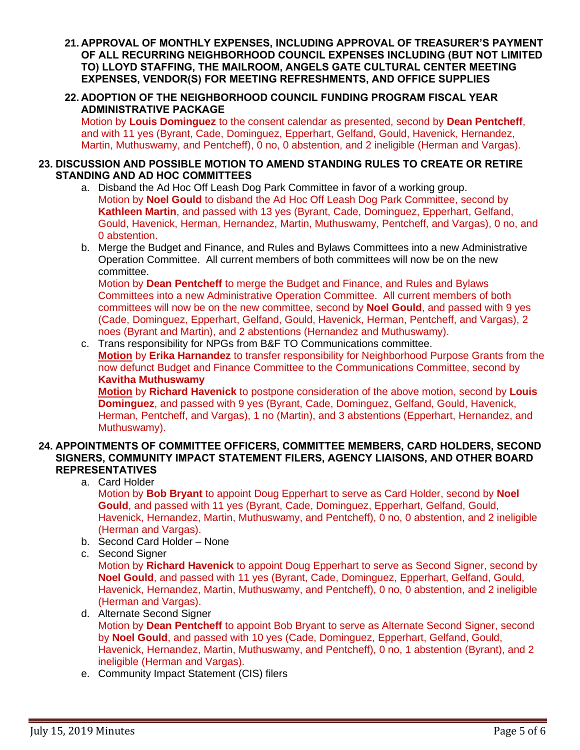**21. APPROVAL OF MONTHLY EXPENSES, INCLUDING APPROVAL OF TREASURER'S PAYMENT OF ALL RECURRING NEIGHBORHOOD COUNCIL EXPENSES INCLUDING (BUT NOT LIMITED TO) LLOYD STAFFING, THE MAILROOM, ANGELS GATE CULTURAL CENTER MEETING EXPENSES, VENDOR(S) FOR MEETING REFRESHMENTS, AND OFFICE SUPPLIES**

**22. ADOPTION OF THE NEIGHBORHOOD COUNCIL FUNDING PROGRAM FISCAL YEAR ADMINISTRATIVE PACKAGE**

Motion by **Louis Dominguez** to the consent calendar as presented, second by **Dean Pentcheff**, and with 11 yes (Byrant, Cade, Dominguez, Epperhart, Gelfand, Gould, Havenick, Hernandez, Martin, Muthuswamy, and Pentcheff), 0 no, 0 abstention, and 2 ineligible (Herman and Vargas).

**23. DISCUSSION AND POSSIBLE MOTION TO AMEND STANDING RULES TO CREATE OR RETIRE STANDING AND AD HOC COMMITTEES**

a. Disband the Ad Hoc Off Leash Dog Park Committee in favor of a working group.
   Motion by **Noel Gould** to disband the Ad Hoc Off Leash Dog Park Committee, second by **Kathleen Martin**, and passed with 13 yes (Byrant, Cade, Dominguez, Epperhart, Gelfand, Gould, Havenick, Herman, Hernandez, Martin, Muthuswamy, Pentcheff, and Vargas), 0 no, and 0 abstention.

b. Merge the Budget and Finance, and Rules and Bylaws Committees into a new Administrative Operation Committee. All current members of both committees will now be on the new committee.
   Motion by **Dean Pentcheff** to merge the Budget and Finance, and Rules and Bylaws Committees into a new Administrative Operation Committee. All current members of both committees will now be on the new committee, second by **Noel Gould**, and passed with 9 yes (Cade, Dominguez, Epperhart, Gelfand, Gould, Havenick, Herman, Pentcheff, and Vargas), 2 noes (Byrant and Martin), and 2 abstentions (Hernandez and Muthuswamy).

c. Trans responsibility for NPGs from B&F TO Communications committee.
   **Motion** by **Erika Harnandez** to transfer responsibility for Neighborhood Purpose Grants from the now defunct Budget and Finance Committee to the Communications Committee, second by **Kavitha Muthuswamy**
   **Motion** by **Richard Havenick** to postpone consideration of the above motion, second by **Louis Dominguez**, and passed with 9 yes (Byrant, Cade, Dominguez, Gelfand, Gould, Havenick, Herman, Pentcheff, and Vargas), 1 no (Martin), and 3 abstentions (Epperhart, Hernandez, and Muthuswamy).

**24. APPOINTMENTS OF COMMITTEE OFFICERS, COMMITTEE MEMBERS, CARD HOLDERS, SECOND SIGNERS, COMMUNITY IMPACT STATEMENT FILERS, AGENCY LIAISONS, AND OTHER BOARD REPRESENTATIVES**

a. Card Holder
   Motion by **Bob Bryant** to appoint Doug Epperhart to serve as Card Holder, second by **Noel Gould**, and passed with 11 yes (Byrant, Cade, Dominguez, Epperhart, Gelfand, Gould, Havenick, Hernandez, Martin, Muthuswamy, and Pentcheff), 0 no, 0 abstention, and 2 ineligible (Herman and Vargas).

b. Second Card Holder – None

c. Second Signer
   Motion by **Richard Havenick** to appoint Doug Epperhart to serve as Second Signer, second by **Noel Gould**, and passed with 11 yes (Byrant, Cade, Dominguez, Epperhart, Gelfand, Gould, Havenick, Hernandez, Martin, Muthuswamy, and Pentcheff), 0 no, 0 abstention, and 2 ineligible (Herman and Vargas).

d. Alternate Second Signer
   Motion by **Dean Pentcheff** to appoint Bob Bryant to serve as Alternate Second Signer, second by **Noel Gould**, and passed with 10 yes (Cade, Dominguez, Epperhart, Gelfand, Gould, Havenick, Hernandez, Martin, Muthuswamy, and Pentcheff), 0 no, 1 abstention (Byrant), and 2 ineligible (Herman and Vargas).

e. Community Impact Statement (CIS) filers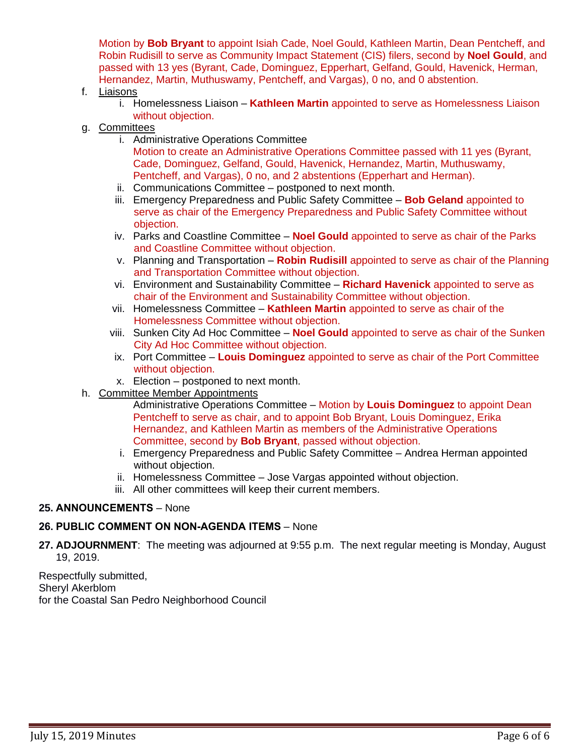Motion by **Bob Bryant** to appoint Isiah Cade, Noel Gould, Kathleen Martin, Dean Pentcheff, and Robin Rudisill to serve as Community Impact Statement (CIS) filers, second by **Noel Gould**, and passed with 13 yes (Byrant, Cade, Dominguez, Epperhart, Gelfand, Gould, Havenick, Herman, Hernandez, Martin, Muthuswamy, Pentcheff, and Vargas), 0 no, and 0 abstention.

f. Liaisons
   i. Homelessness Liaison – **Kathleen Martin** appointed to serve as Homelessness Liaison without objection.

g. Committees
   i. Administrative Operations Committee
      Motion to create an Administrative Operations Committee passed with 11 yes (Byrant, Cade, Dominguez, Gelfand, Gould, Havenick, Hernandez, Martin, Muthuswamy, Pentcheff, and Vargas), 0 no, and 2 abstentions (Epperhart and Herman).
   ii. Communications Committee – postponed to next month.
   iii. Emergency Preparedness and Public Safety Committee – **Bob Geland** appointed to serve as chair of the Emergency Preparedness and Public Safety Committee without objection.
   iv. Parks and Coastline Committee – **Noel Gould** appointed to serve as chair of the Parks and Coastline Committee without objection.
   v. Planning and Transportation – **Robin Rudisill** appointed to serve as chair of the Planning and Transportation Committee without objection.
   vi. Environment and Sustainability Committee – **Richard Havenick** appointed to serve as chair of the Environment and Sustainability Committee without objection.
   vii. Homelessness Committee – **Kathleen Martin** appointed to serve as chair of the Homelessness Committee without objection.
   viii. Sunken City Ad Hoc Committee – **Noel Gould** appointed to serve as chair of the Sunken City Ad Hoc Committee without objection.
   ix. Port Committee – **Louis Dominguez** appointed to serve as chair of the Port Committee without objection.
   x. Election – postponed to next month.

h. Committee Member Appointments
   Administrative Operations Committee – Motion by **Louis Dominguez** to appoint Dean Pentcheff to serve as chair, and to appoint Bob Bryant, Louis Dominguez, Erika Hernandez, and Kathleen Martin as members of the Administrative Operations Committee, second by **Bob Bryant**, passed without objection.
   i. Emergency Preparedness and Public Safety Committee – Andrea Herman appointed without objection.
   ii. Homelessness Committee – Jose Vargas appointed without objection.
   iii. All other committees will keep their current members.

**25. ANNOUNCEMENTS** – None

**26. PUBLIC COMMENT ON NON-AGENDA ITEMS** – None

**27. ADJOURNMENT**: The meeting was adjourned at 9:55 p.m. The next regular meeting is Monday, August 19, 2019.

Respectfully submitted,
Sheryl Akerblom
for the Coastal San Pedro Neighborhood Council